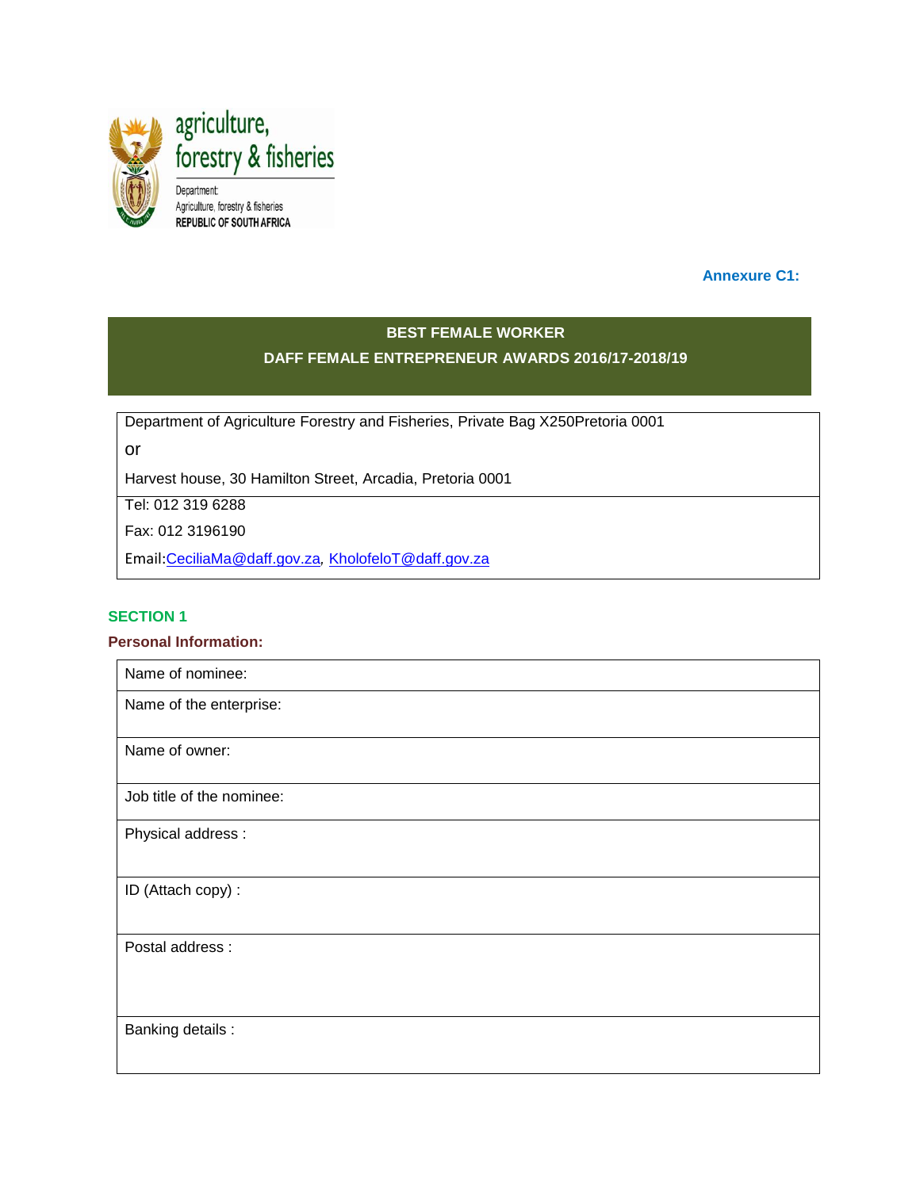agriculture, forestry & fisheries

Department: Agriculture, forestry & fisheries
REPUBLIC OF SOUTH AFRICA

**Annexure C1:**

## BEST FEMALE WORKER
## DAFF FEMALE ENTREPRENEUR AWARDS 2016/17-2018/19

| Department of Agriculture Forestry and Fisheries, Private Bag X250Pretoria 0001<br>or<br>Harvest house, 30 Hamilton Street, Arcadia, Pretoria 0001 |
|---|
| Tel: 012 319 6288<br>Fax: 012 3196190<br>Email:CeciliaMa@daff.gov.za, KholofeloT@daff.gov.za |

### SECTION 1

**Personal Information:**

| Name of nominee: |
|---|
| Name of the enterprise: |
| Name of owner: |
| Job title of the nominee: |
| Physical address : |
| ID (Attach copy) : |
| Postal address : |
| Banking details : |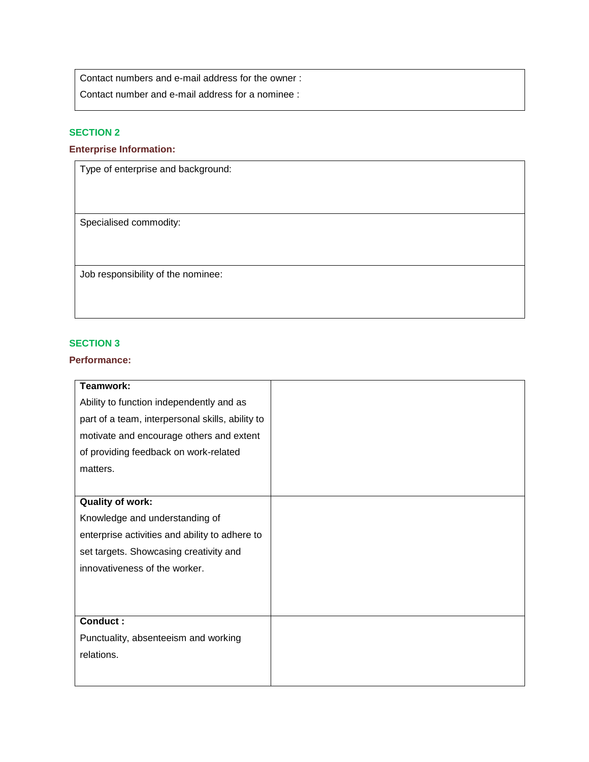| Contact numbers and e-mail address for the owner : <br> Contact number and e-mail address for a nominee : |
|---|

## SECTION 2

### Enterprise Information:

| Type of enterprise and background: |
|---|
| Specialised commodity: |
| Job responsibility of the nominee: |

## SECTION 3

### Performance:

| | |
|---|---|
| **Teamwork:** <br> Ability to function independently and as part of a team, interpersonal skills, ability to motivate and encourage others and extent of providing feedback on work-related matters. | |
| **Quality of work:** <br> Knowledge and understanding of enterprise activities and ability to adhere to set targets. Showcasing creativity and innovativeness of the worker. | |
| **Conduct :** <br> Punctuality, absenteeism and working relations. | |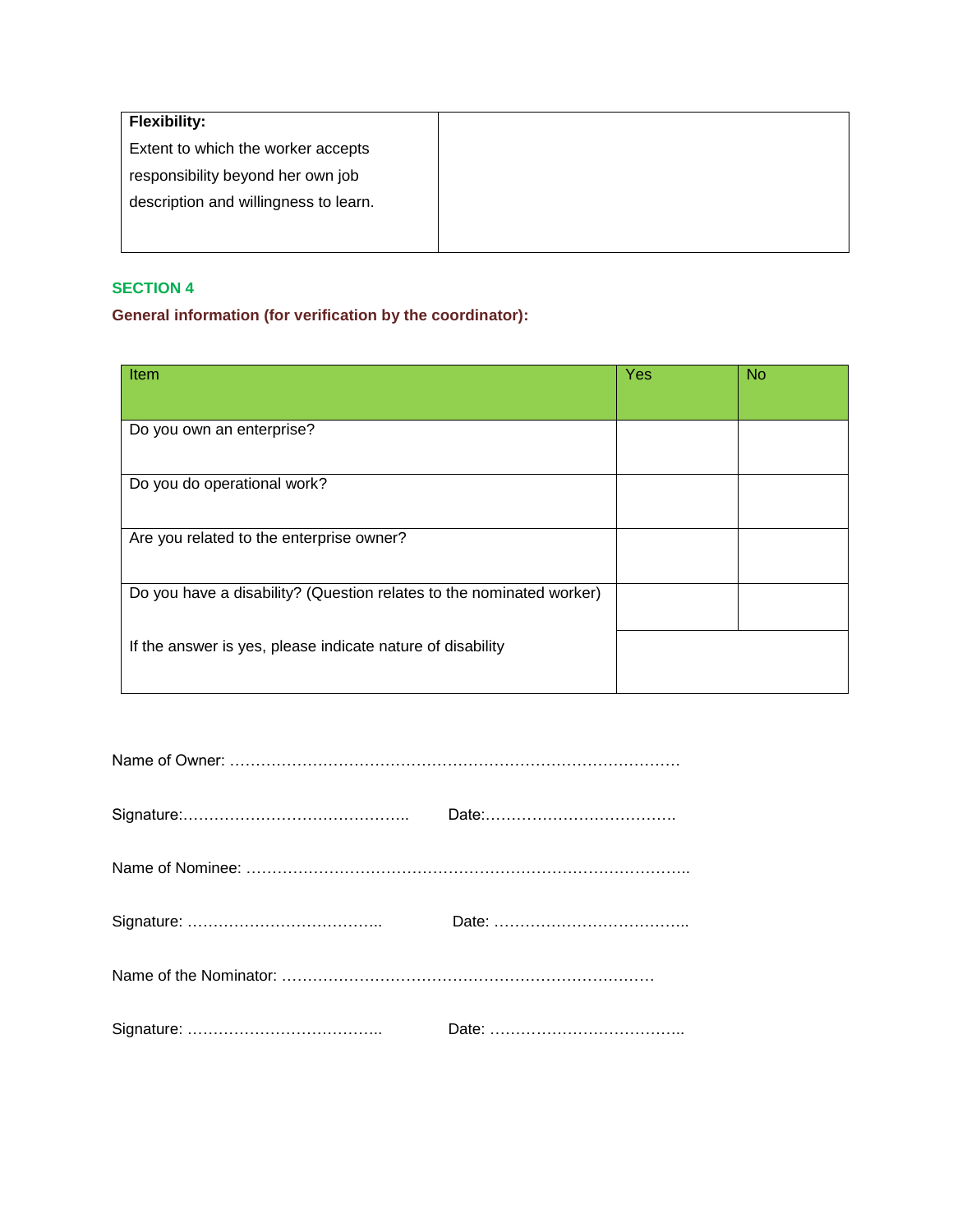| **Flexibility:** Extent to which the worker accepts responsibility beyond her own job description and willingness to learn. | |
|---|---|

**SECTION 4**

**General information (for verification by the coordinator):**

| Item | Yes | No |
|---|---|---|
| Do you own an enterprise? | | |
| Do you do operational work? | | |
| Are you related to the enterprise owner? | | |
| Do you have a disability? (Question relates to the nominated worker) | | |
| If the answer is yes, please indicate nature of disability | | |

Name of Owner: ……………………………………………………………………………

Signature:…………………………………….. Date:……………………………….

Name of Nominee: ……………………………………………………………………………..

Signature: ……………………………….. Date: ………………………………..

Name of the Nominator: ………………………………………………………………

Signature: ……………………………….. Date: ………………………………..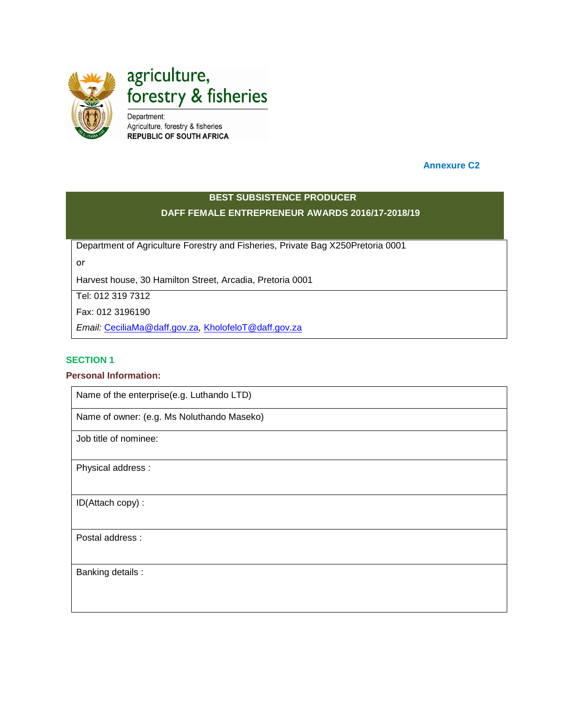agriculture, forestry & fisheries

Department:
Agriculture, forestry & fisheries
**REPUBLIC OF SOUTH AFRICA**

**Annexure C2**

## BEST SUBSISTENCE PRODUCER
## DAFF FEMALE ENTREPRENEUR AWARDS 2016/17-2018/19

| Department of Agriculture Forestry and Fisheries, Private Bag X250Pretoria 0001<br>or<br>Harvest house, 30 Hamilton Street, Arcadia, Pretoria 0001 |
|---|
| Tel: 012 319 7312<br>Fax: 012 3196190<br>*Email:* CeciliaMa@daff.gov.za, KholofeloT@daff.gov.za |

**SECTION 1**

**Personal Information:**

| Name of the enterprise(e.g. Luthando LTD) |
|---|
| Name of owner: (e.g. Ms Noluthando Maseko) |
| Job title of nominee: |
| Physical address : |
| ID(Attach copy) : |
| Postal address : |
| Banking details : |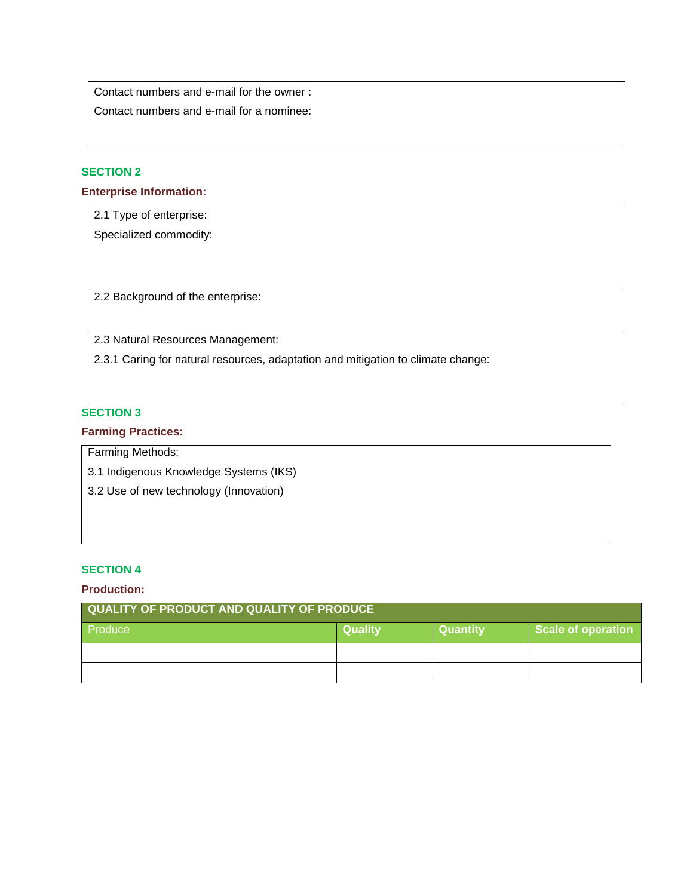Contact numbers and e-mail for the owner :

Contact numbers and e-mail for a nominee:

## SECTION 2

### Enterprise Information:

2.1 Type of enterprise:

Specialized commodity:

2.2 Background of the enterprise:

2.3 Natural Resources Management:

2.3.1 Caring for natural resources, adaptation and mitigation to climate change:

## SECTION 3

### Farming Practices:

Farming Methods:

3.1 Indigenous Knowledge Systems (IKS)

3.2 Use of new technology (Innovation)

## SECTION 4

### Production:

| QUALITY OF PRODUCT AND QUALITY OF PRODUCE | | | |
|---|---|---|---|
| Produce | Quality | Quantity | Scale of operation |
| | | | |
| | | | |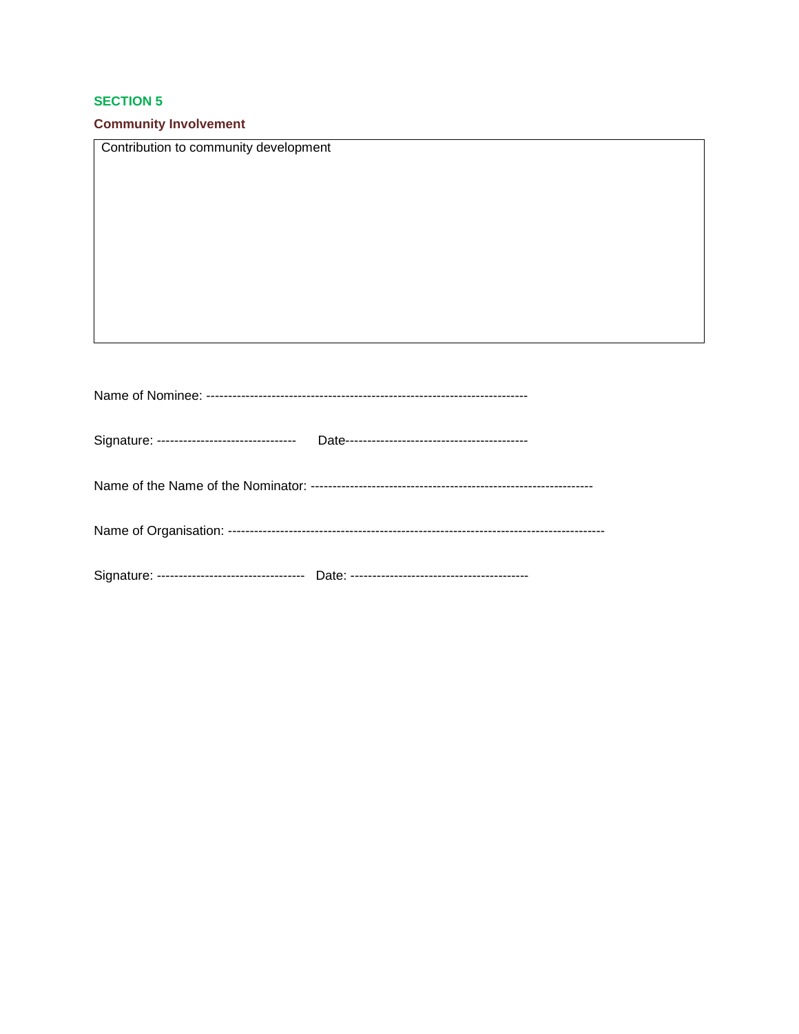**SECTION 5**

**Community Involvement**

| Contribution to community development |
|---|
| |

Name of Nominee: -------------------------------------------------------------------------

Signature: --------------------------------  Date-----------------------------------------

Name of the Name of the Nominator: ----------------------------------------------------------------

Name of Organisation: -------------------------------------------------------------------------------------

Signature: ----------------------------------  Date: ----------------------------------------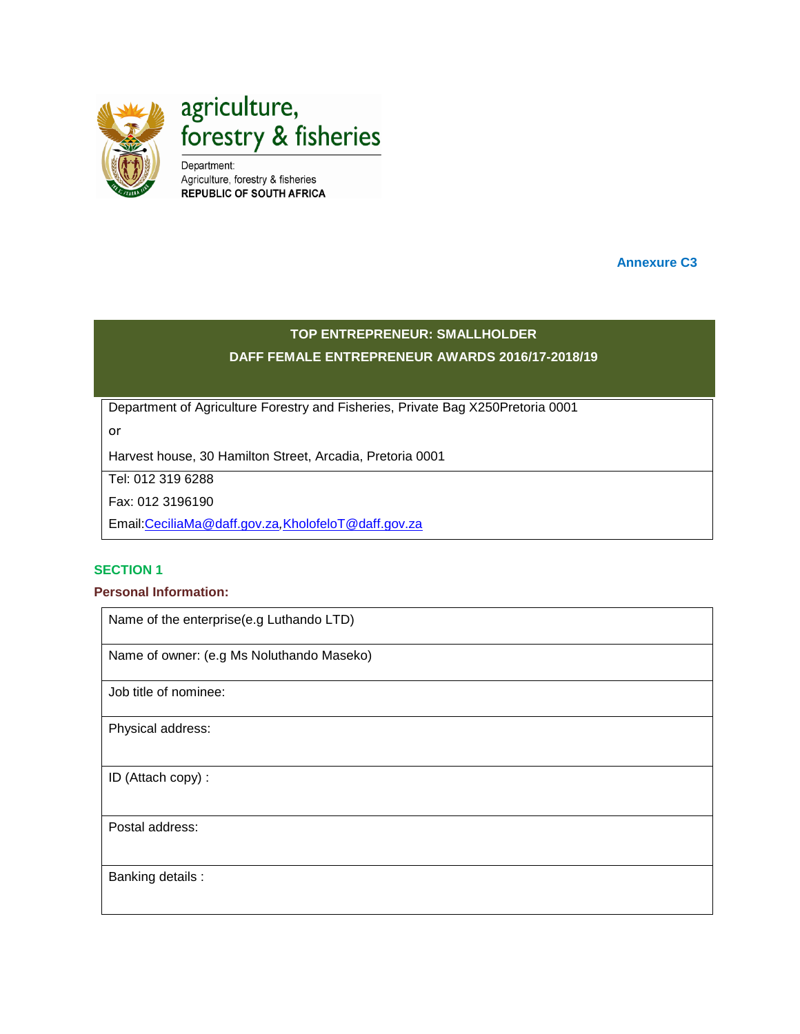agriculture, forestry & fisheries

Department: Agriculture, forestry & fisheries
**REPUBLIC OF SOUTH AFRICA**

**Annexure C3**

## TOP ENTREPRENEUR: SMALLHOLDER
## DAFF FEMALE ENTREPRENEUR AWARDS 2016/17-2018/19

| Department of Agriculture Forestry and Fisheries, Private Bag X250Pretoria 0001<br>or<br>Harvest house, 30 Hamilton Street, Arcadia, Pretoria 0001 |
|---|
| Tel: 012 319 6288<br>Fax: 012 3196190<br>Email:CeciliaMa@daff.gov.za,KholofeloT@daff.gov.za |

### SECTION 1

**Personal Information:**

| Name of the enterprise(e.g Luthando LTD) |
|---|
| Name of owner: (e.g Ms Noluthando Maseko) |
| Job title of nominee: |
| Physical address: |
| ID (Attach copy) : |
| Postal address: |
| Banking details : |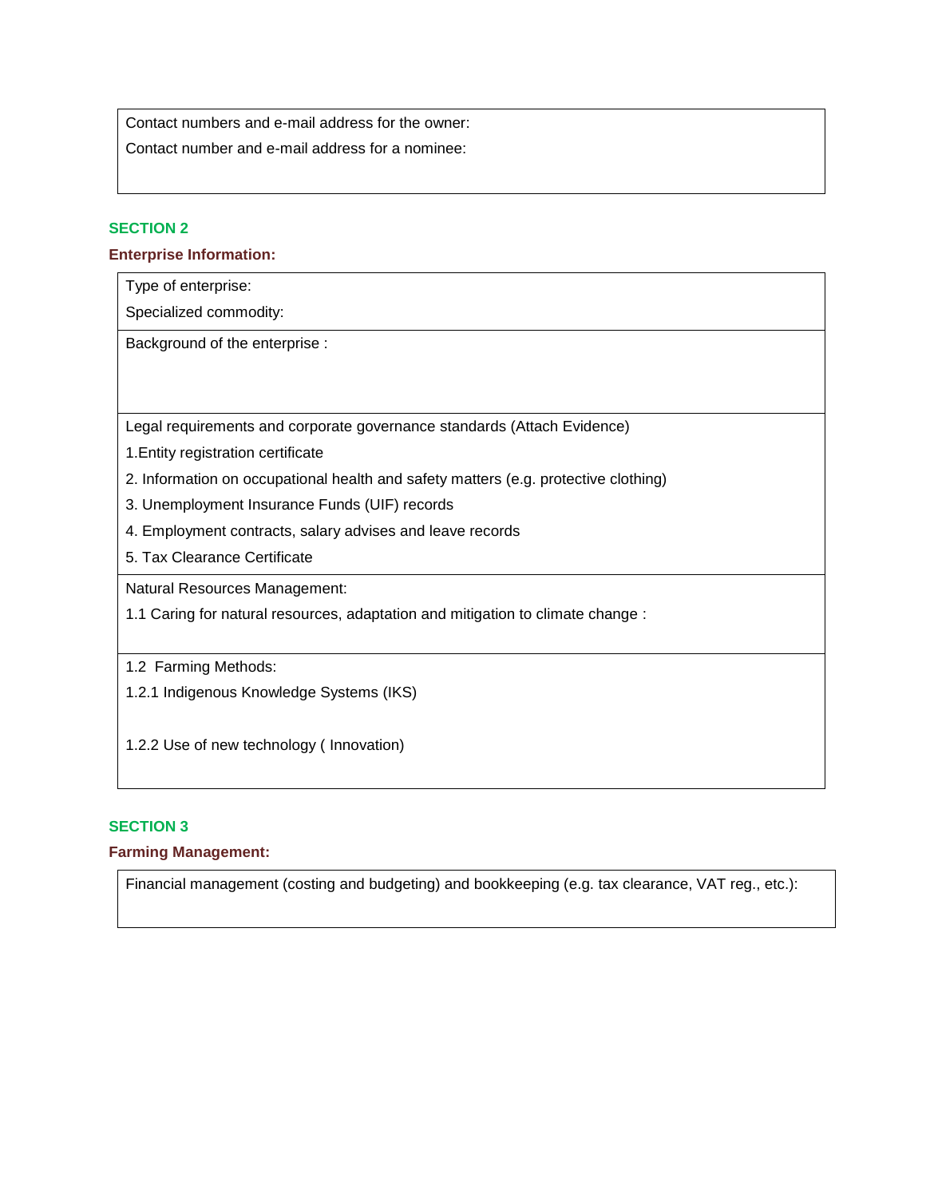Contact numbers and e-mail address for the owner:

Contact number and e-mail address for a nominee:

## SECTION 2

### Enterprise Information:

Type of enterprise:

Specialized commodity:

Background of the enterprise :

Legal requirements and corporate governance standards (Attach Evidence)

1.Entity registration certificate

2. Information on occupational health and safety matters (e.g. protective clothing)

3. Unemployment Insurance Funds (UIF) records

4. Employment contracts, salary advises and leave records

5. Tax Clearance Certificate

Natural Resources Management:

1.1 Caring for natural resources, adaptation and mitigation to climate change :

1.2 Farming Methods:

1.2.1 Indigenous Knowledge Systems (IKS)

1.2.2 Use of new technology ( Innovation)

## SECTION 3

### Farming Management:

Financial management (costing and budgeting) and bookkeeping (e.g. tax clearance, VAT reg., etc.):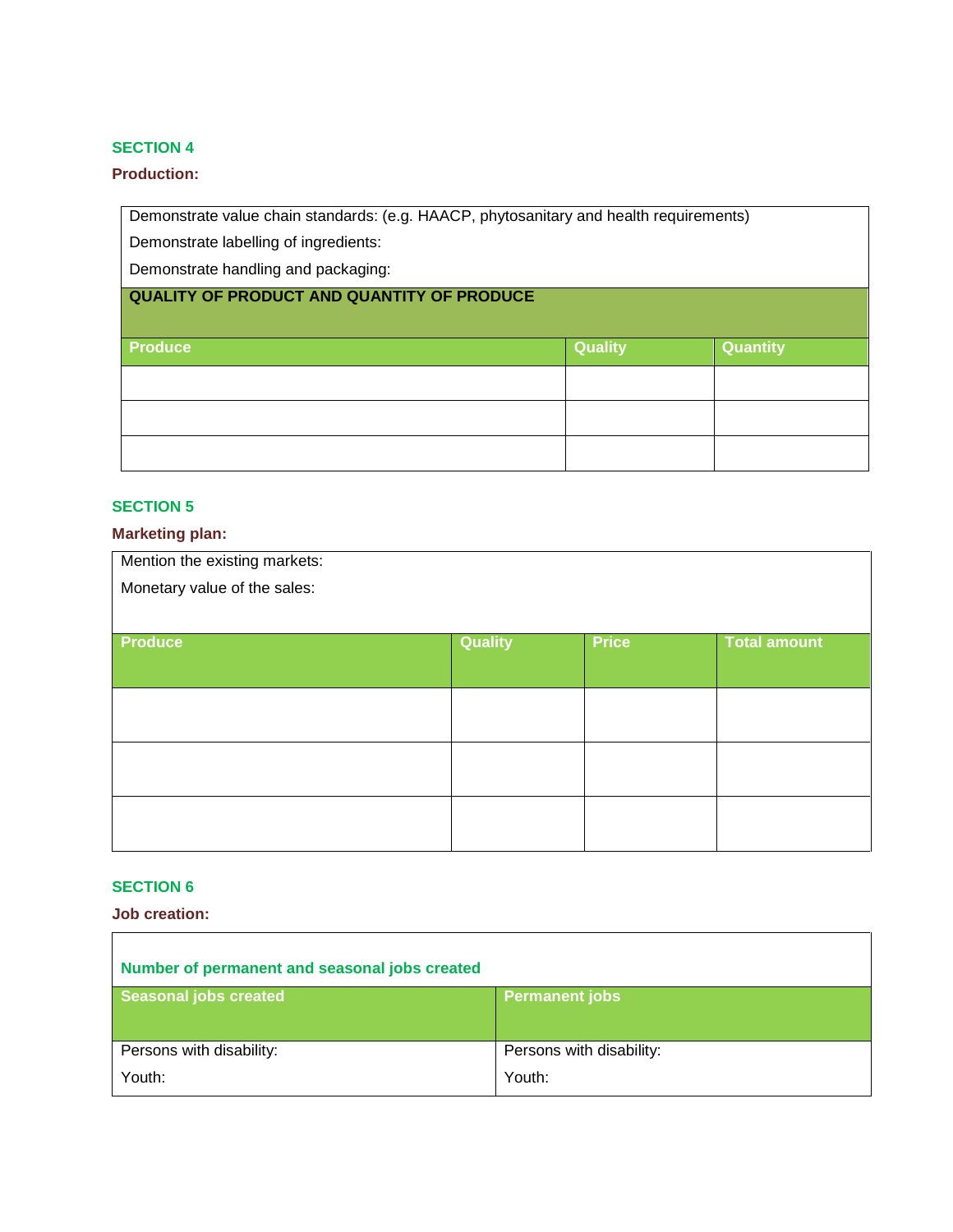## SECTION 4

**Production:**

| Demonstrate value chain standards: (e.g. HAACP, phytosanitary and health requirements)<br>Demonstrate labelling of ingredients:<br>Demonstrate handling and packaging: | | |
|---|---|---|
| **QUALITY OF PRODUCT AND QUANTITY OF PRODUCE** | | |
| **Produce** | **Quality** | **Quantity** |
| | | |
| | | |
| | | |

## SECTION 5

**Marketing plan:**

| Mention the existing markets:<br>Monetary value of the sales: | | | |
|---|---|---|---|
| **Produce** | **Quality** | **Price** | **Total amount** |
| | | | |
| | | | |
| | | | |

## SECTION 6

**Job creation:**

| Number of permanent and seasonal jobs created | |
|---|---|
| **Seasonal jobs created** | **Permanent jobs** |
| Persons with disability:<br>Youth: | Persons with disability:<br>Youth: |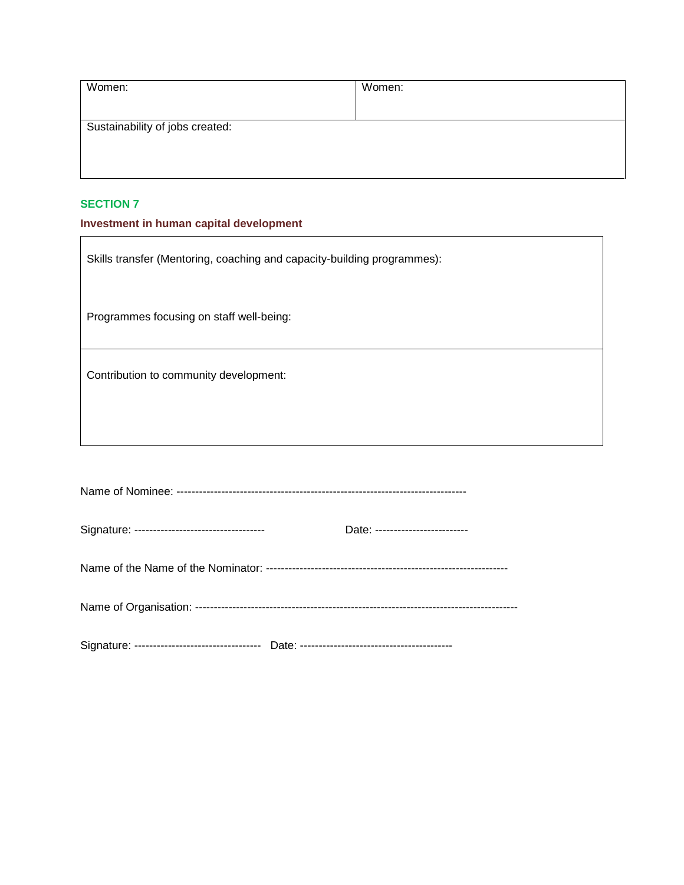| Women: | Women: |
| --- | --- |
| Sustainability of jobs created: | |

**SECTION 7**

**Investment in human capital development**

| Skills transfer (Mentoring, coaching and capacity-building programmes):<br><br>Programmes focusing on staff well-being: |
| --- |
| Contribution to community development: |

Name of Nominee: -----------------------------------------------------------------------------

Signature: -----------------------------------          Date: ------------------------

Name of the Name of the Nominator: ----------------------------------------------------------------

Name of Organisation: ------------------------------------------------------------------------------------

Signature: ---------------------------------   Date: ----------------------------------------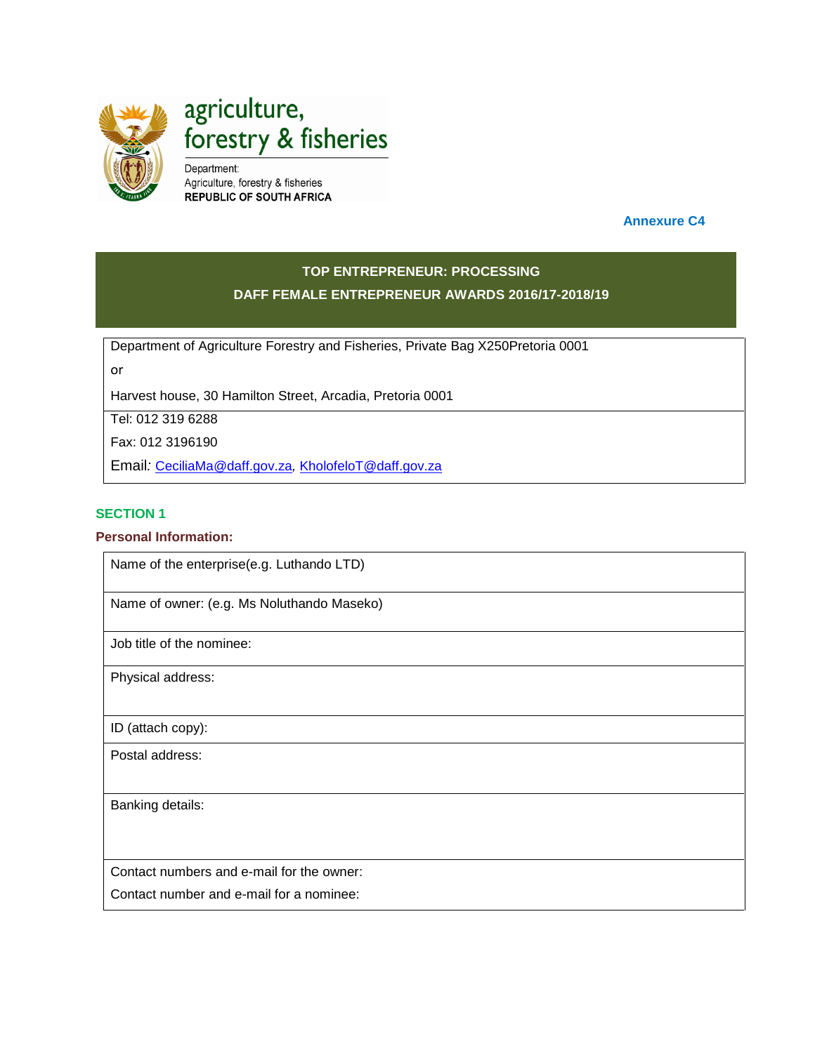agriculture, forestry & fisheries

Department: Agriculture, forestry & fisheries
**REPUBLIC OF SOUTH AFRICA**

**Annexure C4**

## TOP ENTREPRENEUR: PROCESSING
## DAFF FEMALE ENTREPRENEUR AWARDS 2016/17-2018/19

| Department of Agriculture Forestry and Fisheries, Private Bag X250Pretoria 0001<br>or<br>Harvest house, 30 Hamilton Street, Arcadia, Pretoria 0001 |
|---|
| Tel: 012 319 6288<br>Fax: 012 3196190<br>Email: CeciliaMa@daff.gov.za, KholofeloT@daff.gov.za |

### SECTION 1

**Personal Information:**

| Name of the enterprise(e.g. Luthando LTD) |
|---|
| Name of owner: (e.g. Ms Noluthando Maseko) |
| Job title of the nominee: |
| Physical address: |
| ID (attach copy): |
| Postal address: |
| Banking details: |
| Contact numbers and e-mail for the owner:<br>Contact number and e-mail for a nominee: |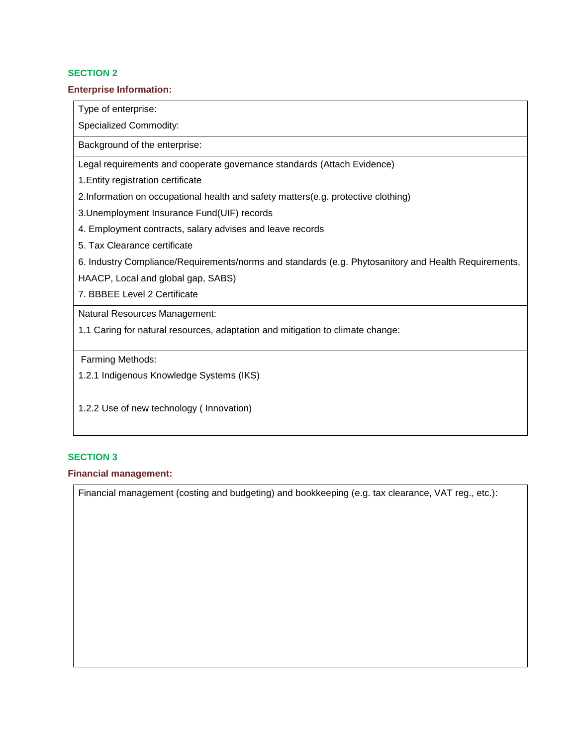## SECTION 2

### Enterprise Information:

| Type of enterprise:<br>Specialized Commodity: |
| --- |
| Background of the enterprise: |
| Legal requirements and cooperate governance standards (Attach Evidence)<br>1.Entity registration certificate<br>2.Information on occupational health and safety matters(e.g. protective clothing)<br>3.Unemployment Insurance Fund(UIF) records<br>4. Employment contracts, salary advises and leave records<br>5. Tax Clearance certificate<br>6. Industry Compliance/Requirements/norms and standards (e.g. Phytosanitory and Health Requirements, HAACP, Local and global gap, SABS)<br>7. BBBEE Level 2 Certificate |
| Natural Resources Management:<br>1.1 Caring for natural resources, adaptation and mitigation to climate change: |
| Farming Methods:<br>1.2.1 Indigenous Knowledge Systems (IKS)<br><br>1.2.2 Use of new technology ( Innovation) |

## SECTION 3

### Financial management:

| Financial management (costing and budgeting) and bookkeeping (e.g. tax clearance, VAT reg., etc.): |
| --- |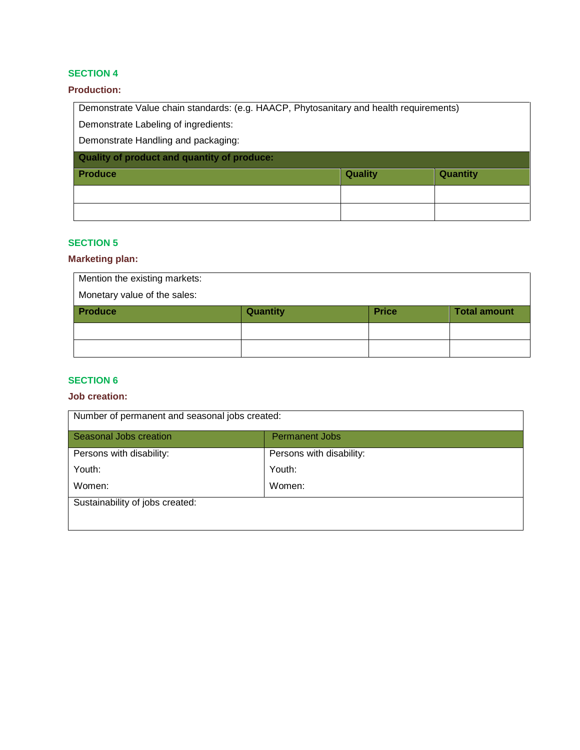## SECTION 4

### Production:

Demonstrate Value chain standards: (e.g. HAACP, Phytosanitary and health requirements)

Demonstrate Labeling of ingredients:

Demonstrate Handling and packaging:

**Quality of product and quantity of produce:**

| Produce | Quality | Quantity |
|---|---|---|
| | | |
| | | |

## SECTION 5

### Marketing plan:

Mention the existing markets:

Monetary value of the sales:

| Produce | Quantity | Price | Total amount |
|---|---|---|---|
| | | | |
| | | | |

## SECTION 6

### Job creation:

Number of permanent and seasonal jobs created:

| Seasonal Jobs creation | Permanent Jobs |
|---|---|
| Persons with disability: | Persons with disability: |
| Youth: | Youth: |
| Women: | Women: |

Sustainability of jobs created: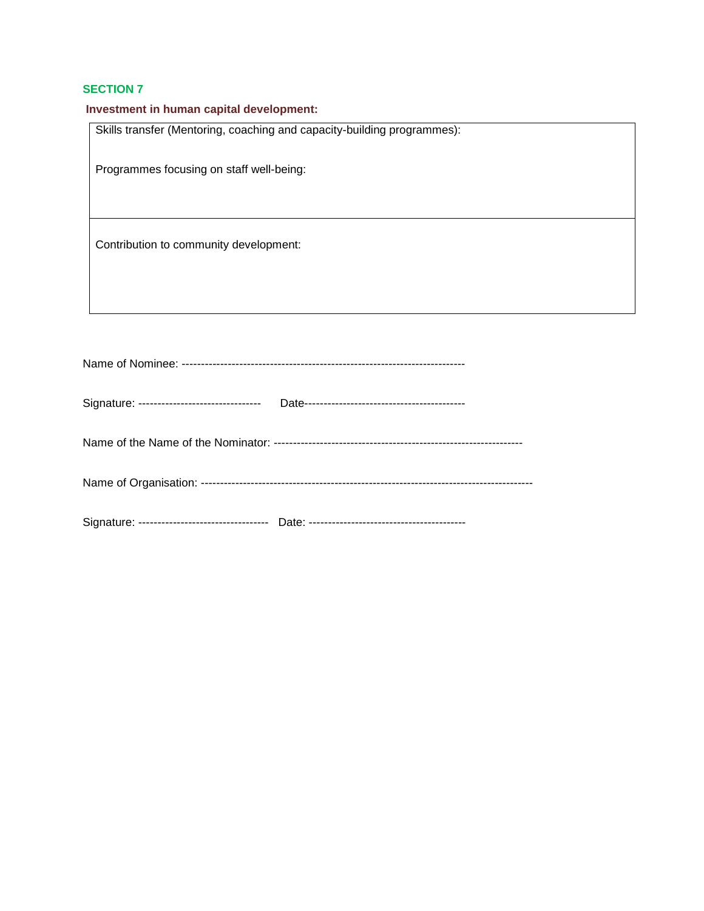## SECTION 7

**Investment in human capital development:**

| Skills transfer (Mentoring, coaching and capacity-building programmes):<br><br>Programmes focusing on staff well-being: |
|---|
| Contribution to community development: |

Name of Nominee: -------------------------------------------------------------------------

Signature: --------------------------------    Date------------------------------------------

Name of the Name of the Nominator: ----------------------------------------------------------------

Name of Organisation: -------------------------------------------------------------------------------------

Signature: ----------------------------------  Date: ----------------------------------------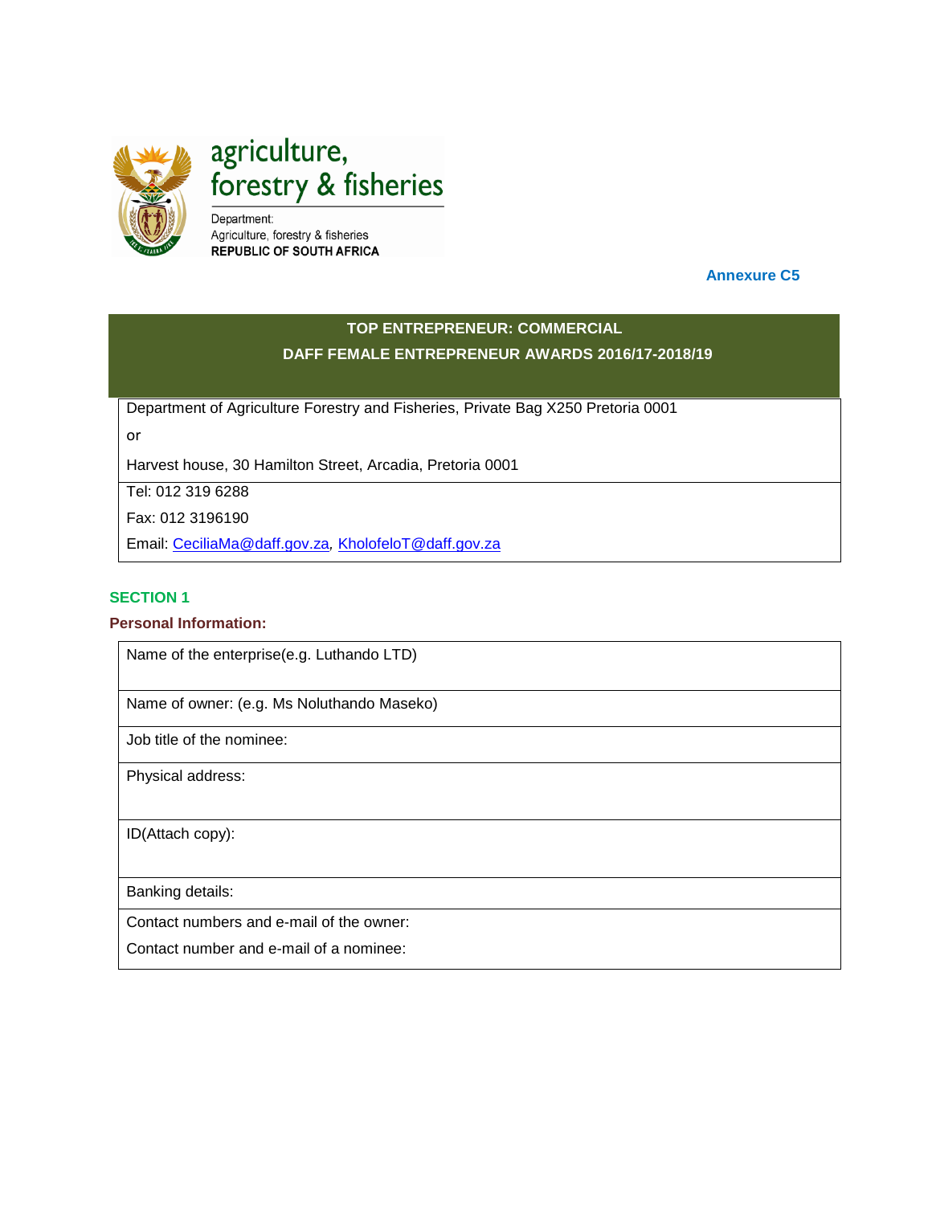agriculture, forestry & fisheries

Department:
Agriculture, forestry & fisheries
REPUBLIC OF SOUTH AFRICA

**Annexure C5**

## TOP ENTREPRENEUR: COMMERCIAL
## DAFF FEMALE ENTREPRENEUR AWARDS 2016/17-2018/19

| Department of Agriculture Forestry and Fisheries, Private Bag X250 Pretoria 0001<br>or<br>Harvest house, 30 Hamilton Street, Arcadia, Pretoria 0001 |
|---|
| Tel: 012 319 6288<br>Fax: 012 3196190<br>Email: CeciliaMa@daff.gov.za, KholofeloT@daff.gov.za |

### SECTION 1

**Personal Information:**

| Name of the enterprise(e.g. Luthando LTD) |
|---|
| Name of owner: (e.g. Ms Noluthando Maseko) |
| Job title of the nominee: |
| Physical address: |
| ID(Attach copy): |
| Banking details: |
| Contact numbers and e-mail of the owner:<br>Contact number and e-mail of a nominee: |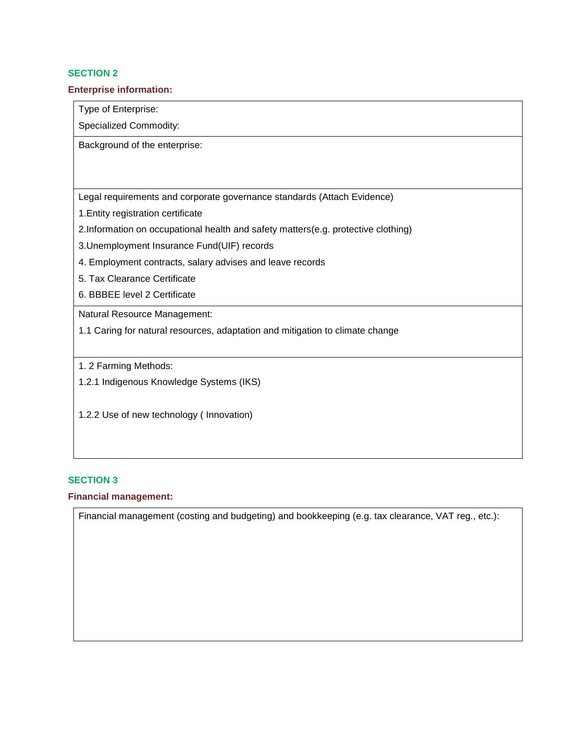## SECTION 2

**Enterprise information:**

| Type of Enterprise:<br>Specialized Commodity: |
|---|
| Background of the enterprise: |
| Legal requirements and corporate governance standards (Attach Evidence)<br>1.Entity registration certificate<br>2.Information on occupational health and safety matters(e.g. protective clothing)<br>3.Unemployment Insurance Fund(UIF) records<br>4. Employment contracts, salary advises and leave records<br>5. Tax Clearance Certificate<br>6. BBBEE level 2 Certificate |
| Natural Resource Management:<br>1.1 Caring for natural resources, adaptation and mitigation to climate change |
| 1. 2 Farming Methods:<br>1.2.1 Indigenous Knowledge Systems (IKS)<br><br>1.2.2 Use of new technology ( Innovation) |

## SECTION 3

**Financial management:**

| Financial management (costing and budgeting) and bookkeeping (e.g. tax clearance, VAT reg., etc.): |
|---|
| |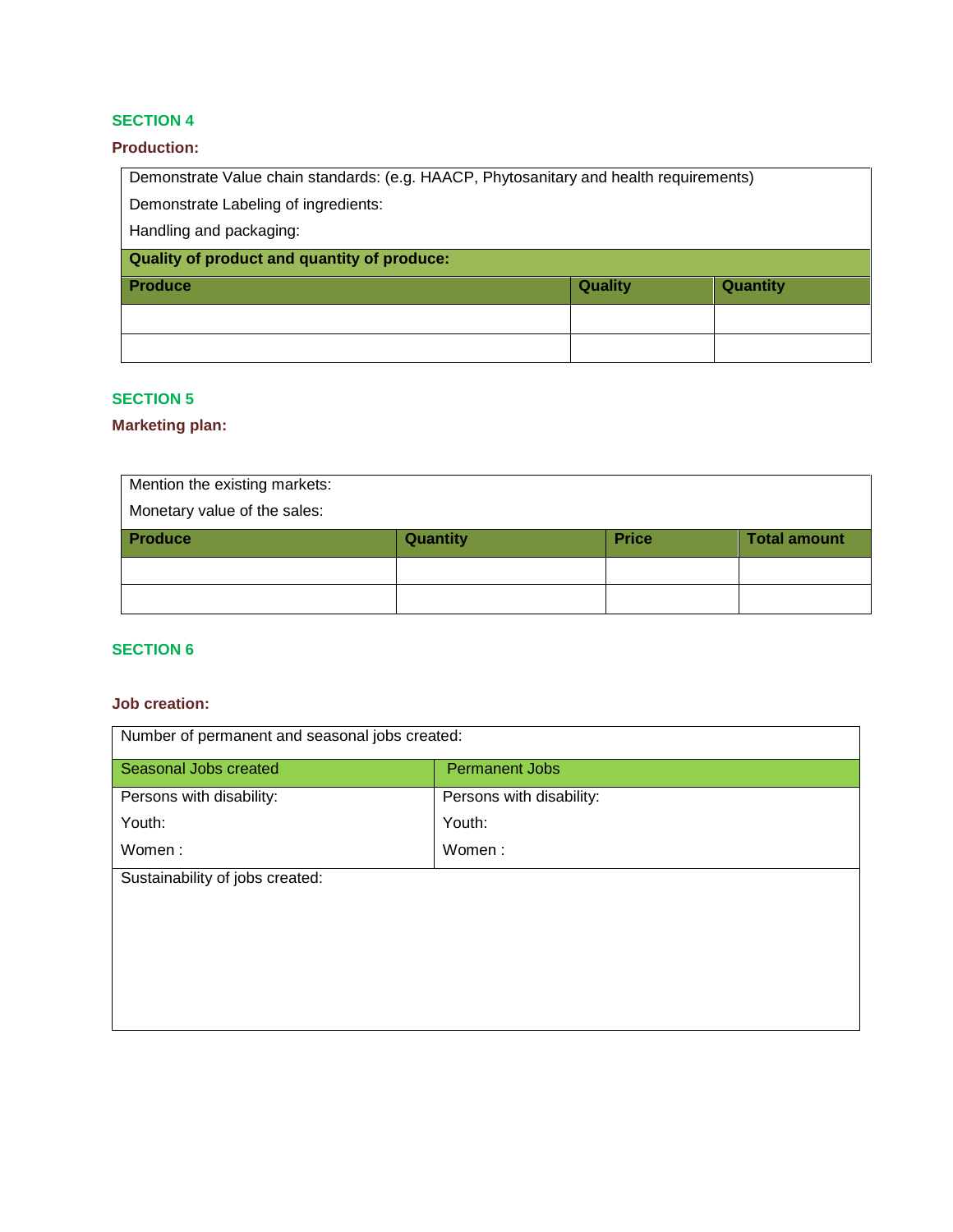## SECTION 4

**Production:**

Demonstrate Value chain standards: (e.g. HAACP, Phytosanitary and health requirements)

Demonstrate Labeling of ingredients:

Handling and packaging:

**Quality of product and quantity of produce:**

| Produce | Quality | Quantity |
|---|---|---|
| | | |
| | | |

## SECTION 5

**Marketing plan:**

Mention the existing markets:

Monetary value of the sales:

| Produce | Quantity | Price | Total amount |
|---|---|---|---|
| | | | |
| | | | |

## SECTION 6

**Job creation:**

Number of permanent and seasonal jobs created:

| Seasonal Jobs created | Permanent Jobs |
|---|---|
| Persons with disability:<br>Youth:<br>Women : | Persons with disability:<br>Youth:<br>Women : |

Sustainability of jobs created: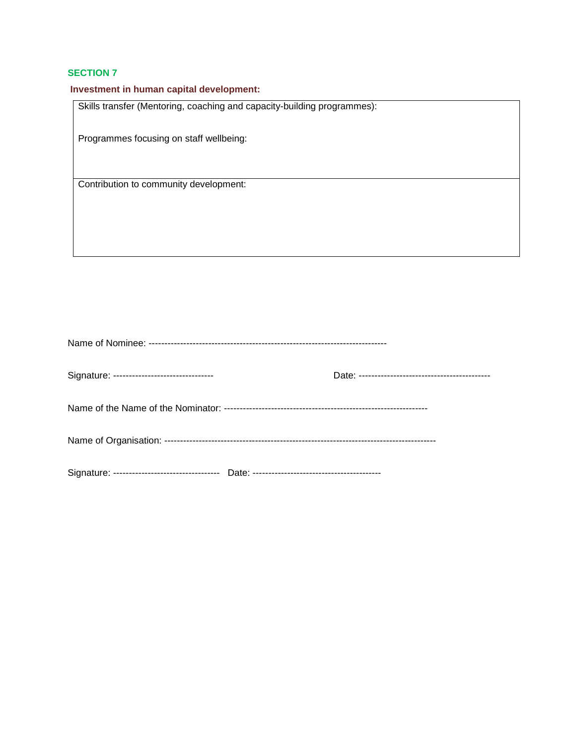**SECTION 7**

**Investment in human capital development:**

| Skills transfer (Mentoring, coaching and capacity-building programmes):<br><br>Programmes focusing on staff wellbeing: |
|---|
| Contribution to community development: |

Name of Nominee: ---------------------------------------------------------------------------

Signature: --------------------------------                                   Date: -----------------------------------------

Name of the Name of the Nominator: -----------------------------------------------------------------

Name of Organisation: -------------------------------------------------------------------------------------

Signature: ----------------------------------   Date: ----------------------------------------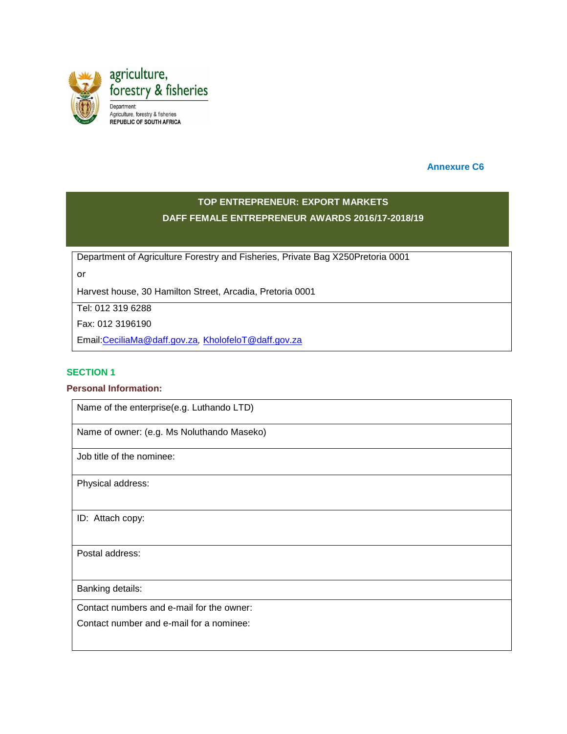agriculture, forestry & fisheries

Department: Agriculture, forestry & fisheries
REPUBLIC OF SOUTH AFRICA

**Annexure C6**

## TOP ENTREPRENEUR: EXPORT MARKETS
## DAFF FEMALE ENTREPRENEUR AWARDS 2016/17-2018/19

| Department of Agriculture Forestry and Fisheries, Private Bag X250Pretoria 0001<br>or<br>Harvest house, 30 Hamilton Street, Arcadia, Pretoria 0001 |
|---|
| Tel: 012 319 6288<br>Fax: 012 3196190<br>Email:CeciliaMa@daff.gov.za, KholofeloT@daff.gov.za |

### SECTION 1

**Personal Information:**

| Name of the enterprise(e.g. Luthando LTD) |
|---|
| Name of owner: (e.g. Ms Noluthando Maseko) |
| Job title of the nominee: |
| Physical address: |
| ID: Attach copy: |
| Postal address: |
| Banking details: |
| Contact numbers and e-mail for the owner:<br>Contact number and e-mail for a nominee: |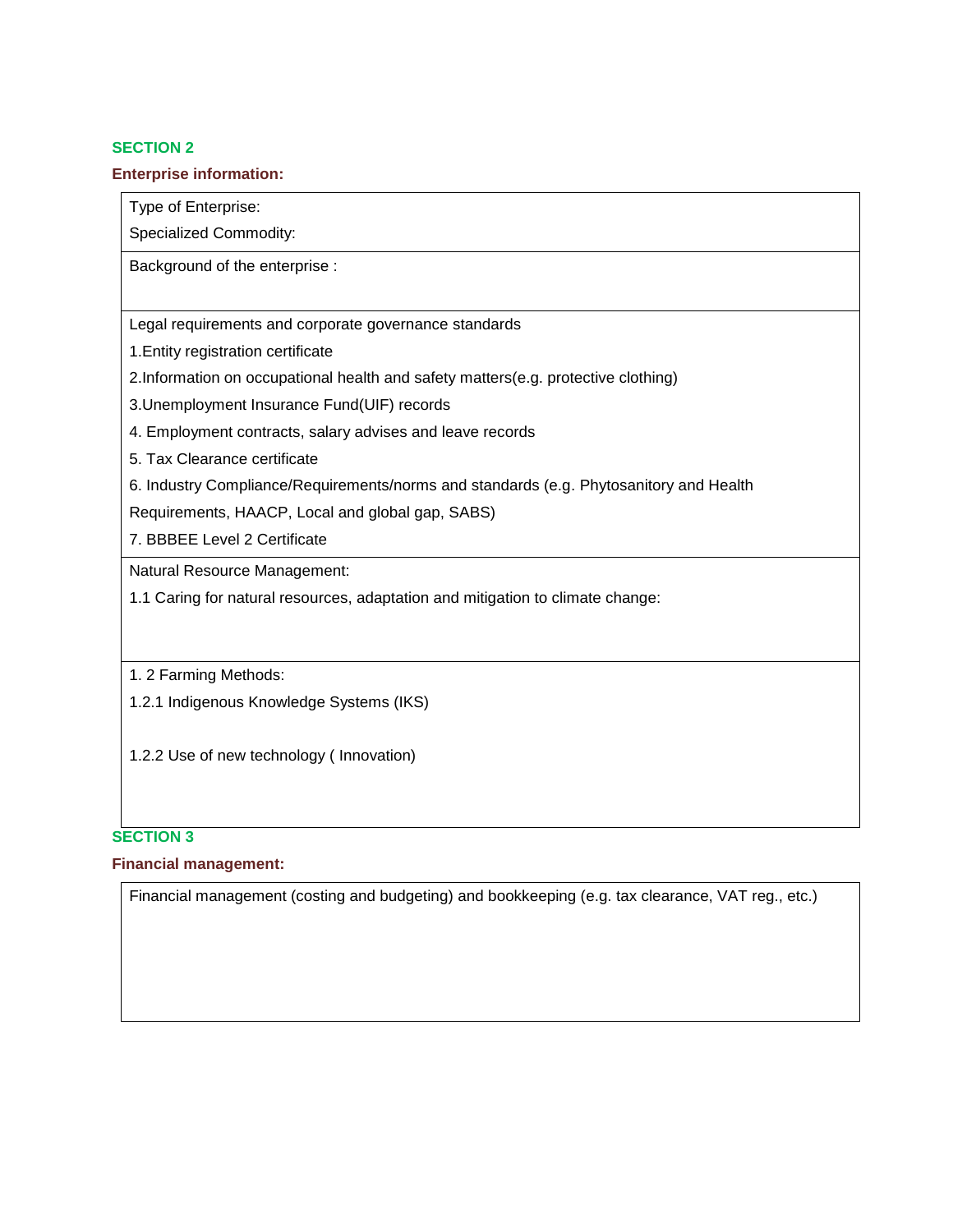## SECTION 2

### Enterprise information:

Type of Enterprise:

Specialized Commodity:

Background of the enterprise :

Legal requirements and corporate governance standards

1.Entity registration certificate

2.Information on occupational health and safety matters(e.g. protective clothing)

3.Unemployment Insurance Fund(UIF) records

4. Employment contracts, salary advises and leave records

5. Tax Clearance certificate

6. Industry Compliance/Requirements/norms and standards (e.g. Phytosanitory and Health Requirements, HAACP, Local and global gap, SABS)

7. BBBEE Level 2 Certificate

Natural Resource Management:

1.1 Caring for natural resources, adaptation and mitigation to climate change:

1. 2 Farming Methods:

1.2.1 Indigenous Knowledge Systems (IKS)

1.2.2 Use of new technology ( Innovation)

## SECTION 3

### Financial management:

Financial management (costing and budgeting) and bookkeeping (e.g. tax clearance, VAT reg., etc.)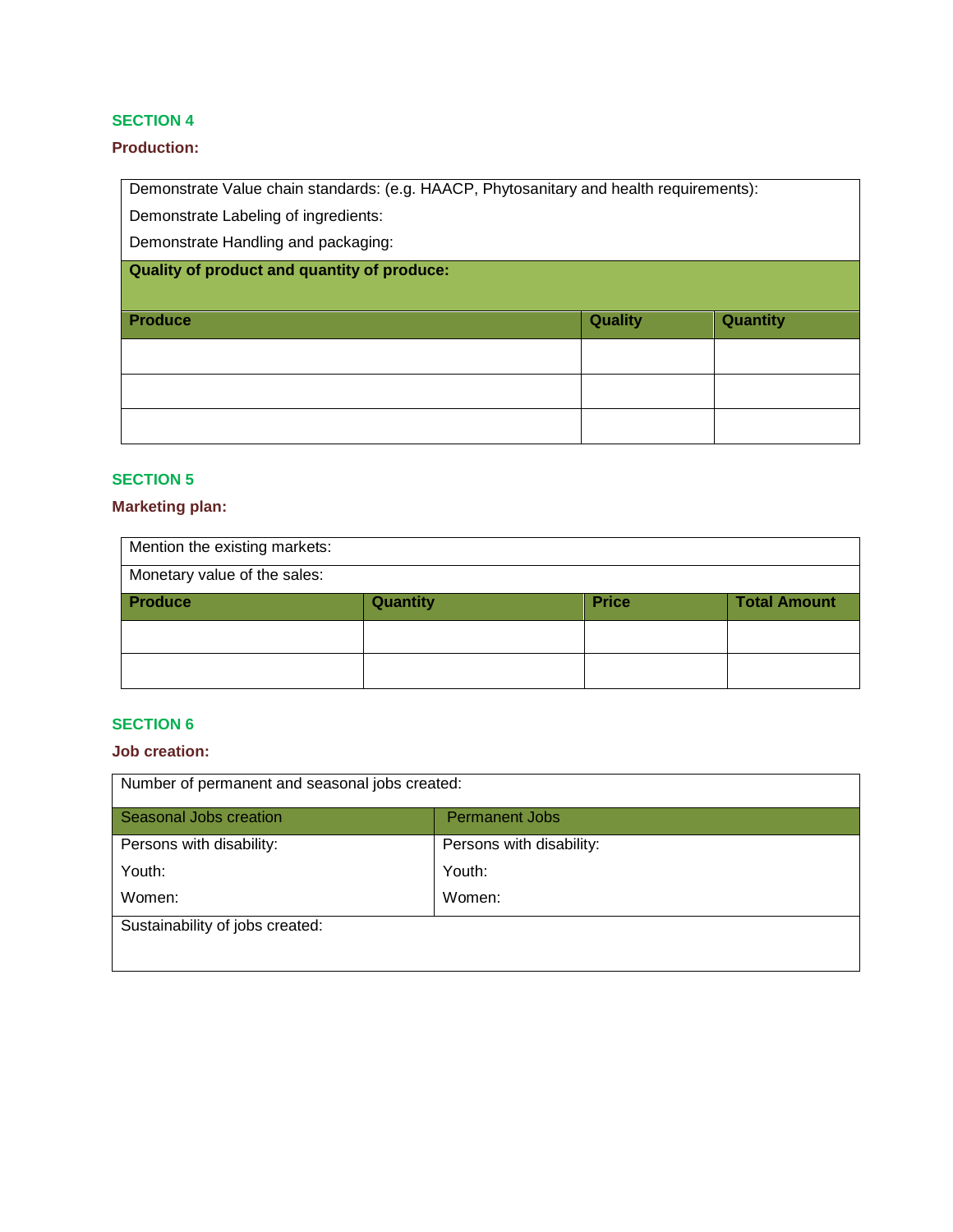## SECTION 4

### Production:

Demonstrate Value chain standards: (e.g. HAACP, Phytosanitary and health requirements):

Demonstrate Labeling of ingredients:

Demonstrate Handling and packaging:

**Quality of product and quantity of produce:**

| Produce | Quality | Quantity |
| --- | --- | --- |
| | | |
| | | |
| | | |

## SECTION 5

### Marketing plan:

Mention the existing markets:

Monetary value of the sales:

| Produce | Quantity | Price | Total Amount |
| --- | --- | --- | --- |
| | | | |
| | | | |

## SECTION 6

### Job creation:

Number of permanent and seasonal jobs created:

| Seasonal Jobs creation | Permanent Jobs |
| --- | --- |
| Persons with disability: | Persons with disability: |
| Youth: | Youth: |
| Women: | Women: |

Sustainability of jobs created: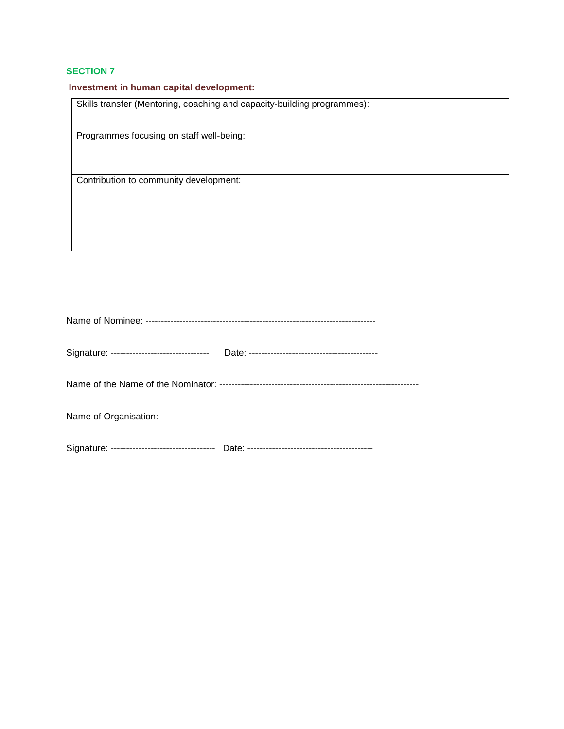**SECTION 7**

**Investment in human capital development:**

| |
|---|
| Skills transfer (Mentoring, coaching and capacity-building programmes):<br><br>Programmes focusing on staff well-being: |
| Contribution to community development: |

Name of Nominee: ---------------------------------------------------------------------------

Signature: --------------------------------     Date: ------------------------------------------

Name of the Name of the Nominator: -----------------------------------------------------------------

Name of Organisation: ---------------------------------------------------------------------------------------

Signature: ----------------------------------   Date: ----------------------------------------